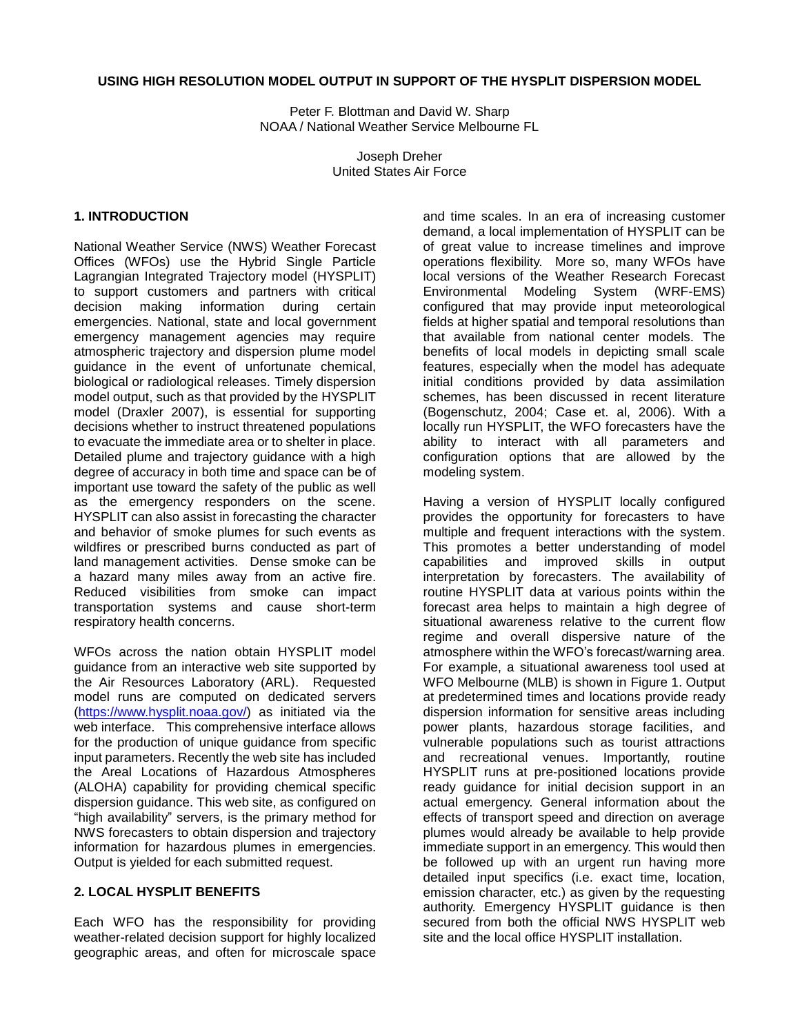# USING HIGH RESOLUTION MODEL OUTPUT IN SUPPORT OF THE HYSPLIT DISPERSION MODEL

Peter F. Blottman and David W. Sharp
NOAA / National Weather Service Melbourne FL

Joseph Dreher
United States Air Force

## 1. INTRODUCTION

National Weather Service (NWS) Weather Forecast Offices (WFOs) use the Hybrid Single Particle Lagrangian Integrated Trajectory model (HYSPLIT) to support customers and partners with critical decision making information during certain emergencies. National, state and local government emergency management agencies may require atmospheric trajectory and dispersion plume model guidance in the event of unfortunate chemical, biological or radiological releases. Timely dispersion model output, such as that provided by the HYSPLIT model (Draxler 2007), is essential for supporting decisions whether to instruct threatened populations to evacuate the immediate area or to shelter in place. Detailed plume and trajectory guidance with a high degree of accuracy in both time and space can be of important use toward the safety of the public as well as the emergency responders on the scene. HYSPLIT can also assist in forecasting the character and behavior of smoke plumes for such events as wildfires or prescribed burns conducted as part of land management activities. Dense smoke can be a hazard many miles away from an active fire. Reduced visibilities from smoke can impact transportation systems and cause short-term respiratory health concerns.

WFOs across the nation obtain HYSPLIT model guidance from an interactive web site supported by the Air Resources Laboratory (ARL). Requested model runs are computed on dedicated servers ([https://www.hysplit.noaa.gov/](https://www.hysplit.noaa.gov/)) as initiated via the web interface. This comprehensive interface allows for the production of unique guidance from specific input parameters. Recently the web site has included the Areal Locations of Hazardous Atmospheres (ALOHA) capability for providing chemical specific dispersion guidance. This web site, as configured on "high availability" servers, is the primary method for NWS forecasters to obtain dispersion and trajectory information for hazardous plumes in emergencies. Output is yielded for each submitted request.

## 2. LOCAL HYSPLIT BENEFITS

Each WFO has the responsibility for providing weather-related decision support for highly localized geographic areas, and often for microscale space and time scales. In an era of increasing customer demand, a local implementation of HYSPLIT can be of great value to increase timelines and improve operations flexibility. More so, many WFOs have local versions of the Weather Research Forecast Environmental Modeling System (WRF-EMS) configured that may provide input meteorological fields at higher spatial and temporal resolutions than that available from national center models. The benefits of local models in depicting small scale features, especially when the model has adequate initial conditions provided by data assimilation schemes, has been discussed in recent literature (Bogenschutz, 2004; Case et. al, 2006). With a locally run HYSPLIT, the WFO forecasters have the ability to interact with all parameters and configuration options that are allowed by the modeling system.

Having a version of HYSPLIT locally configured provides the opportunity for forecasters to have multiple and frequent interactions with the system. This promotes a better understanding of model capabilities and improved skills in output interpretation by forecasters. The availability of routine HYSPLIT data at various points within the forecast area helps to maintain a high degree of situational awareness relative to the current flow regime and overall dispersive nature of the atmosphere within the WFO's forecast/warning area. For example, a situational awareness tool used at WFO Melbourne (MLB) is shown in Figure 1. Output at predetermined times and locations provide ready dispersion information for sensitive areas including power plants, hazardous storage facilities, and vulnerable populations such as tourist attractions and recreational venues. Importantly, routine HYSPLIT runs at pre-positioned locations provide ready guidance for initial decision support in an actual emergency. General information about the effects of transport speed and direction on average plumes would already be available to help provide immediate support in an emergency. This would then be followed up with an urgent run having more detailed input specifics (i.e. exact time, location, emission character, etc.) as given by the requesting authority. Emergency HYSPLIT guidance is then secured from both the official NWS HYSPLIT web site and the local office HYSPLIT installation.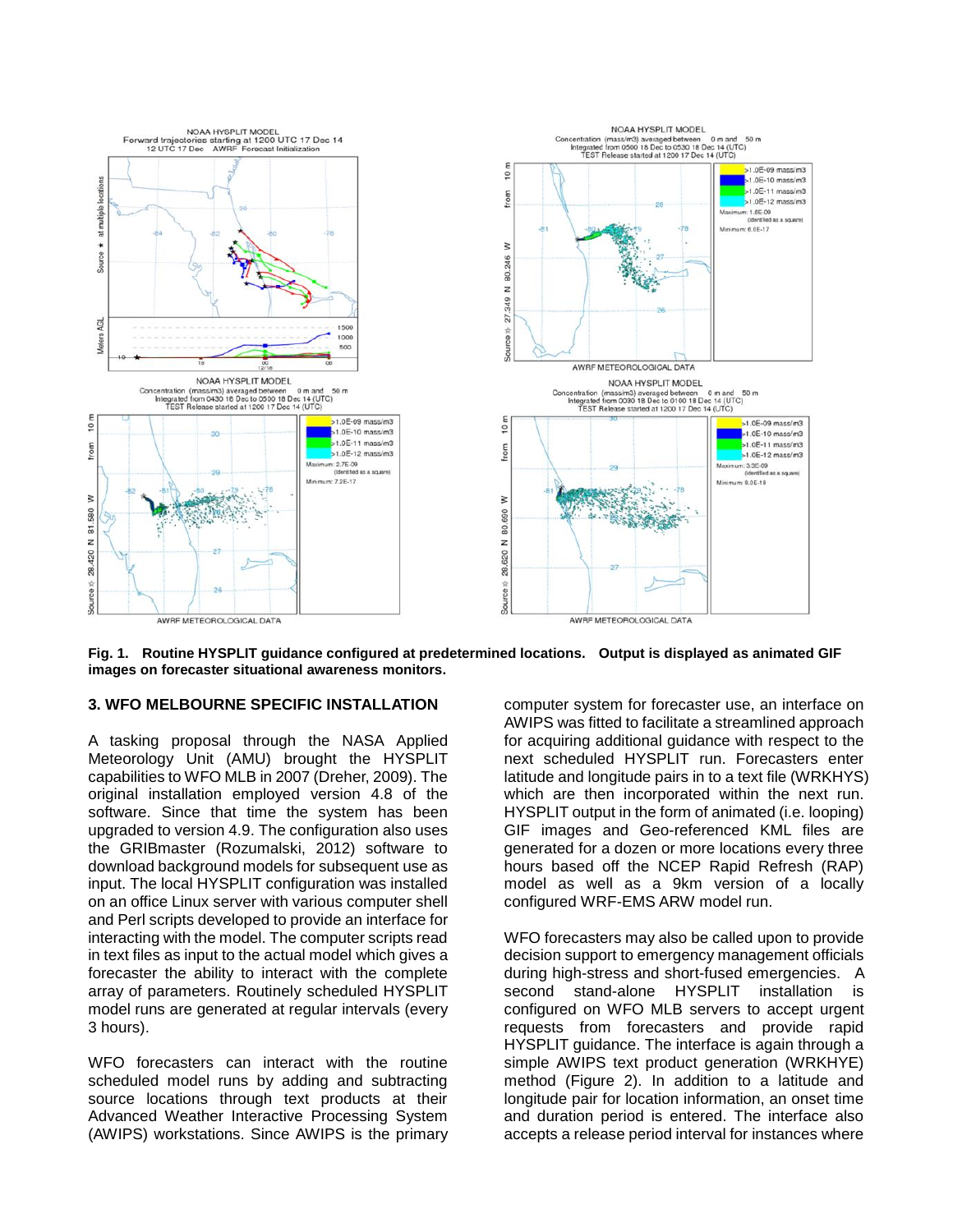**Fig. 1. Routine HYSPLIT guidance configured at predetermined locations. Output is displayed as animated GIF images on forecaster situational awareness monitors.**

## 3. WFO MELBOURNE SPECIFIC INSTALLATION

A tasking proposal through the NASA Applied Meteorology Unit (AMU) brought the HYSPLIT capabilities to WFO MLB in 2007 (Dreher, 2009). The original installation employed version 4.8 of the software. Since that time the system has been upgraded to version 4.9. The configuration also uses the GRIBmaster (Rozumalski, 2012) software to download background models for subsequent use as input. The local HYSPLIT configuration was installed on an office Linux server with various computer shell and Perl scripts developed to provide an interface for interacting with the model. The computer scripts read in text files as input to the actual model which gives a forecaster the ability to interact with the complete array of parameters. Routinely scheduled HYSPLIT model runs are generated at regular intervals (every 3 hours).

WFO forecasters can interact with the routine scheduled model runs by adding and subtracting source locations through text products at their Advanced Weather Interactive Processing System (AWIPS) workstations. Since AWIPS is the primary computer system for forecaster use, an interface on AWIPS was fitted to facilitate a streamlined approach for acquiring additional guidance with respect to the next scheduled HYSPLIT run. Forecasters enter latitude and longitude pairs in to a text file (WRKHYS) which are then incorporated within the next run. HYSPLIT output in the form of animated (i.e. looping) GIF images and Geo-referenced KML files are generated for a dozen or more locations every three hours based off the NCEP Rapid Refresh (RAP) model as well as a 9km version of a locally configured WRF-EMS ARW model run.

WFO forecasters may also be called upon to provide decision support to emergency management officials during high-stress and short-fused emergencies. A second stand-alone HYSPLIT installation is configured on WFO MLB servers to accept urgent requests from forecasters and provide rapid HYSPLIT guidance. The interface is again through a simple AWIPS text product generation (WRKHYE) method (Figure 2). In addition to a latitude and longitude pair for location information, an onset time and duration period is entered. The interface also accepts a release period interval for instances where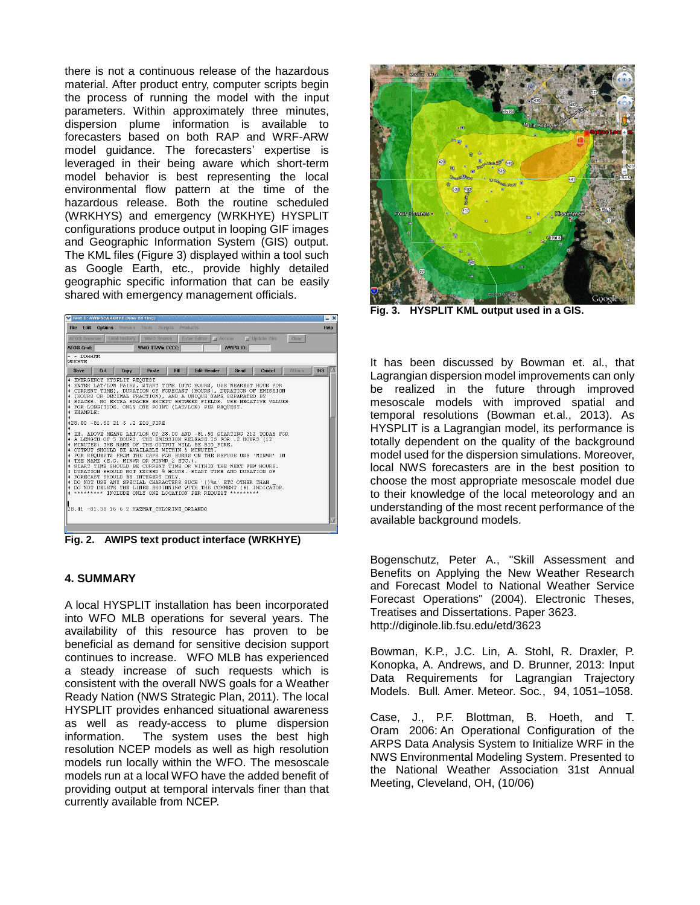there is not a continuous release of the hazardous material. After product entry, computer scripts begin the process of running the model with the input parameters. Within approximately three minutes, dispersion plume information is available to forecasters based on both RAP and WRF-ARW model guidance. The forecasters' expertise is leveraged in their being aware which short-term model behavior is best representing the local environmental flow pattern at the time of the hazardous release. Both the routine scheduled (WRKHYS) and emergency (WRKHYE) HYSPLIT configurations produce output in looping GIF images and Geographic Information System (GIS) output. The KML files (Figure 3) displayed within a tool such as Google Earth, etc., provide highly detailed geographic specific information that can be easily shared with emergency management officials.

**Fig. 2. AWIPS text product interface (WRKHYE)**

## 4. SUMMARY

A local HYSPLIT installation has been incorporated into WFO MLB operations for several years. The availability of this resource has proven to be beneficial as demand for sensitive decision support continues to increase. WFO MLB has experienced a steady increase of such requests which is consistent with the overall NWS goals for a Weather Ready Nation (NWS Strategic Plan, 2011). The local HYSPLIT provides enhanced situational awareness as well as ready-access to plume dispersion information. The system uses the best high resolution NCEP models as well as high resolution models run locally within the WFO. The mesoscale models run at a local WFO have the added benefit of providing output at temporal intervals finer than that currently available from NCEP.

**Fig. 3. HYSPLIT KML output used in a GIS.**

It has been discussed by Bowman et. al., that Lagrangian dispersion model improvements can only be realized in the future through improved mesoscale models with improved spatial and temporal resolutions (Bowman et.al., 2013). As HYSPLIT is a Lagrangian model, its performance is totally dependent on the quality of the background model used for the dispersion simulations. Moreover, local NWS forecasters are in the best position to choose the most appropriate mesoscale model due to their knowledge of the local meteorology and an understanding of the most recent performance of the available background models.

Bogenschutz, Peter A., "Skill Assessment and Benefits on Applying the New Weather Research and Forecast Model to National Weather Service Forecast Operations" (2004). Electronic Theses, Treatises and Dissertations. Paper 3623. http://diginole.lib.fsu.edu/etd/3623

Bowman, K.P., J.C. Lin, A. Stohl, R. Draxler, P. Konopka, A. Andrews, and D. Brunner, 2013: Input Data Requirements for Lagrangian Trajectory Models. Bull. Amer. Meteor. Soc., 94, 1051–1058.

Case, J., P.F. Blottman, B. Hoeth, and T. Oram 2006: An Operational Configuration of the ARPS Data Analysis System to Initialize WRF in the NWS Environmental Modeling System. Presented to the National Weather Association 31st Annual Meeting, Cleveland, OH, (10/06)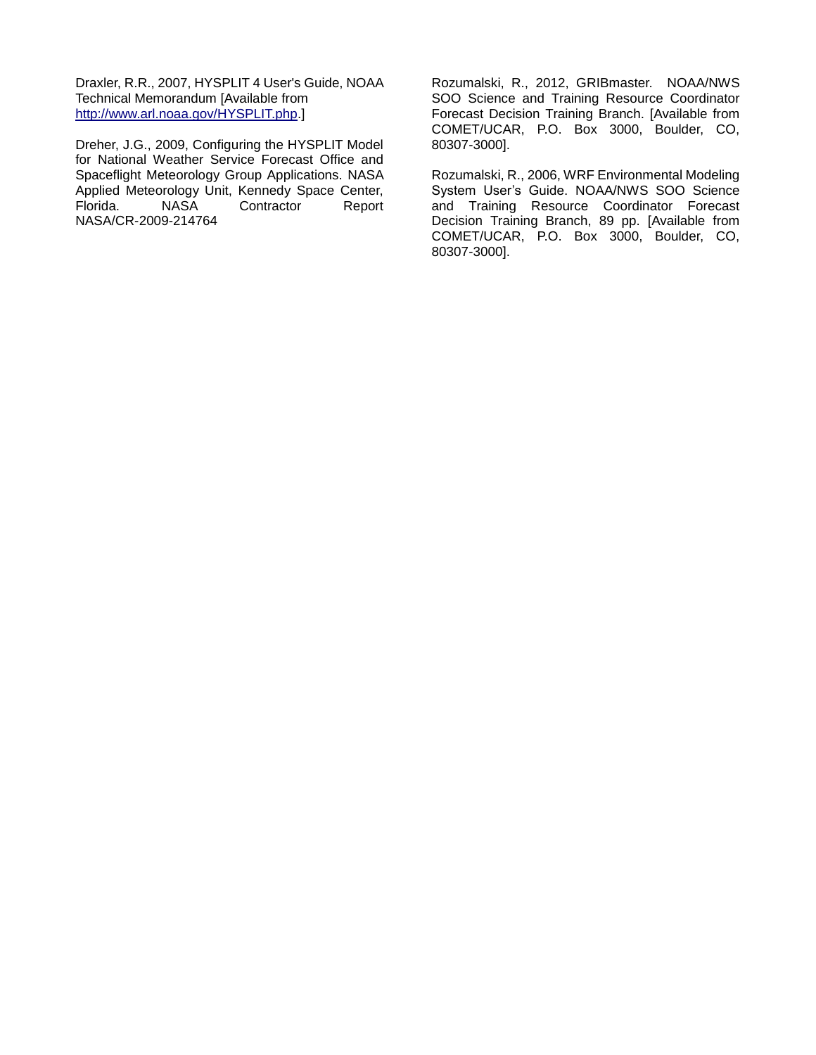Draxler, R.R., 2007, HYSPLIT 4 User's Guide, NOAA Technical Memorandum [Available from http://www.arl.noaa.gov/HYSPLIT.php.]

Dreher, J.G., 2009, Configuring the HYSPLIT Model for National Weather Service Forecast Office and Spaceflight Meteorology Group Applications. NASA Applied Meteorology Unit, Kennedy Space Center, Florida. NASA Contractor Report NASA/CR-2009-214764

Rozumalski, R., 2012, GRIBmaster. NOAA/NWS SOO Science and Training Resource Coordinator Forecast Decision Training Branch. [Available from COMET/UCAR, P.O. Box 3000, Boulder, CO, 80307-3000].

Rozumalski, R., 2006, WRF Environmental Modeling System User's Guide. NOAA/NWS SOO Science and Training Resource Coordinator Forecast Decision Training Branch, 89 pp. [Available from COMET/UCAR, P.O. Box 3000, Boulder, CO, 80307-3000].